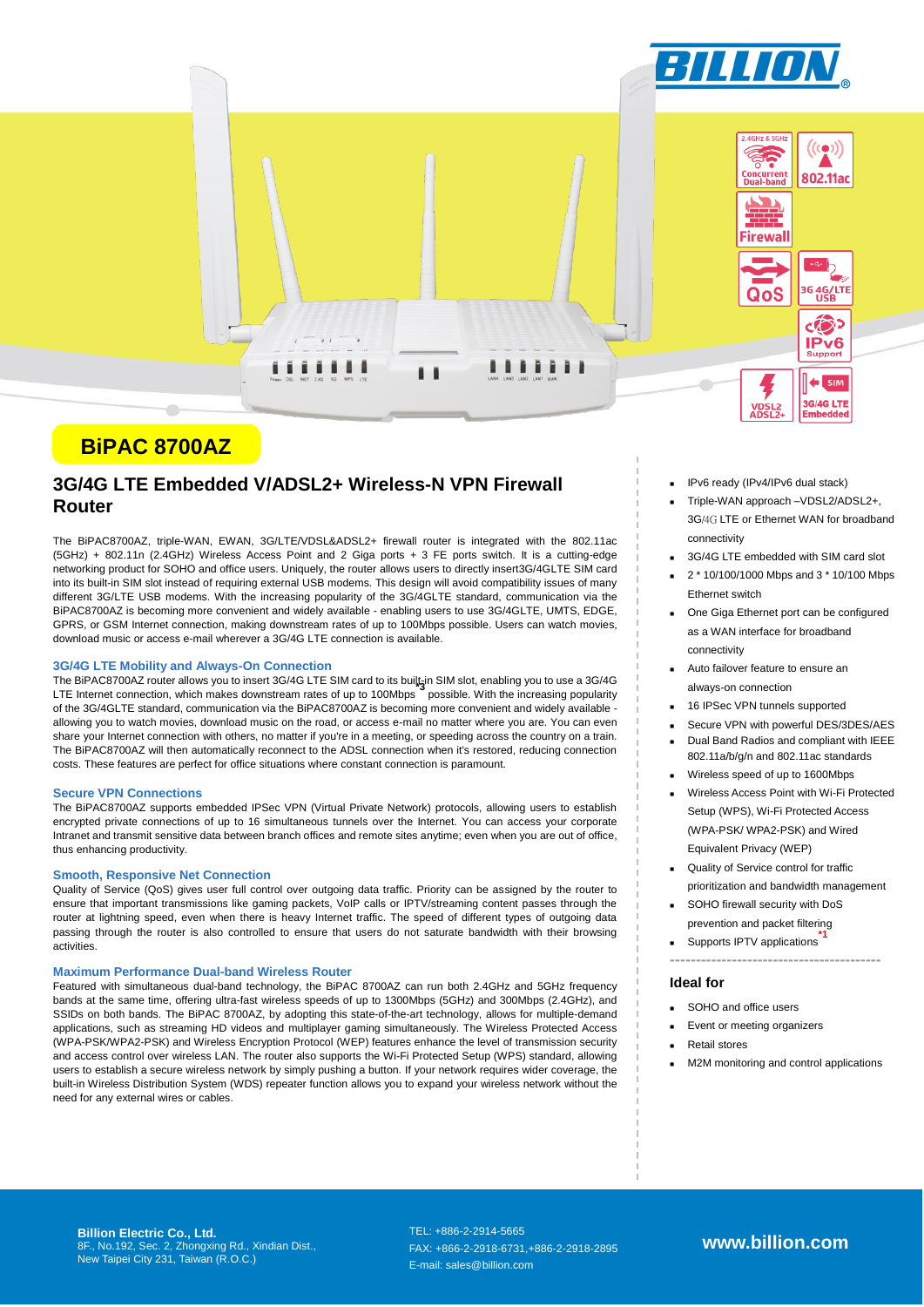# BiPAC 8700AZ

## 3G/4G LTE Embedded V/ADSL2+ Wireless-N VPN Firewall Router

The BiPAC8700AZ, triple-WAN, EWAN, 3G/LTE/VDSL&ADSL2+ firewall router is integrated with the 802.11ac (5GHz) + 802.11n (2.4GHz) Wireless Access Point and 2 Giga ports + 3 FE ports switch. It is a cutting-edge networking product for SOHO and office users. Uniquely, the router allows users to directly insert3G/4GLTE SIM card into its built-in SIM slot instead of requiring external USB modems. This design will avoid compatibility issues of many different 3G/LTE USB modems. With the increasing popularity of the 3G/4GLTE standard, communication via the BiPAC8700AZ is becoming more convenient and widely available - enabling users to use 3G/4GLTE, UMTS, EDGE, GPRS, or GSM Internet connection, making downstream rates of up to 100Mbps possible. Users can watch movies, download music or access e-mail wherever a 3G/4G LTE connection is available.

### 3G/4G LTE Mobility and Always-On Connection

The BiPAC8700AZ router allows you to insert 3G/4G LTE SIM card to its built-in SIM slot, enabling you to use a 3G/4G LTE Internet connection, which makes downstream rates of up to 100Mbps [*3] possible. With the increasing popularity of the 3G/4GLTE standard, communication via the BiPAC8700AZ is becoming more convenient and widely available - allowing you to watch movies, download music on the road, or access e-mail no matter where you are. You can even share your Internet connection with others, no matter if you're in a meeting, or speeding across the country on a train. The BiPAC8700AZ will then automatically reconnect to the ADSL connection when it's restored, reducing connection costs. These features are perfect for office situations where constant connection is paramount.

### Secure VPN Connections

The BiPAC8700AZ supports embedded IPSec VPN (Virtual Private Network) protocols, allowing users to establish encrypted private connections of up to 16 simultaneous tunnels over the Internet. You can access your corporate Intranet and transmit sensitive data between branch offices and remote sites anytime; even when you are out of office, thus enhancing productivity.

### Smooth, Responsive Net Connection

Quality of Service (QoS) gives user full control over outgoing data traffic. Priority can be assigned by the router to ensure that important transmissions like gaming packets, VoIP calls or IPTV/streaming content passes through the router at lightning speed, even when there is heavy Internet traffic. The speed of different types of outgoing data passing through the router is also controlled to ensure that users do not saturate bandwidth with their browsing activities.

### Maximum Performance Dual-band Wireless Router

Featured with simultaneous dual-band technology, the BiPAC 8700AZ can run both 2.4GHz and 5GHz frequency bands at the same time, offering ultra-fast wireless speeds of up to 1300Mbps (5GHz) and 300Mbps (2.4GHz), and SSIDs on both bands. The BiPAC 8700AZ, by adopting this state-of-the-art technology, allows for multiple-demand applications, such as streaming HD videos and multiplayer gaming simultaneously. The Wireless Protected Access (WPA-PSK/WPA2-PSK) and Wireless Encryption Protocol (WEP) features enhance the level of transmission security and access control over wireless LAN. The router also supports the Wi-Fi Protected Setup (WPS) standard, allowing users to establish a secure wireless network by simply pushing a button. If your network requires wider coverage, the built-in Wireless Distribution System (WDS) repeater function allows you to expand your wireless network without the need for any external wires or cables.

- IPv6 ready (IPv4/IPv6 dual stack)
- Triple-WAN approach –VDSL2/ADSL2+, 3G/4G LTE or Ethernet WAN for broadband connectivity
- 3G/4G LTE embedded with SIM card slot
- 2 * 10/100/1000 Mbps and 3 * 10/100 Mbps Ethernet switch
- One Giga Ethernet port can be configured as a WAN interface for broadband connectivity
- Auto failover feature to ensure an always-on connection
- 16 IPSec VPN tunnels supported
- Secure VPN with powerful DES/3DES/AES
- Dual Band Radios and compliant with IEEE 802.11a/b/g/n and 802.11ac standards
- Wireless speed of up to 1600Mbps
- Wireless Access Point with Wi-Fi Protected Setup (WPS), Wi-Fi Protected Access (WPA-PSK/ WPA2-PSK) and Wired Equivalent Privacy (WEP)
- Quality of Service control for traffic prioritization and bandwidth management
- SOHO firewall security with DoS prevention and packet filtering
- Supports IPTV applications [*1]

### Ideal for

- SOHO and office users
- Event or meeting organizers
- Retail stores
- M2M monitoring and control applications

**Billion Electric Co., Ltd.**
8F., No.192, Sec. 2, Zhongxing Rd., Xindian Dist.,
New Taipei City 231, Taiwan (R.O.C.)

TEL: +886-2-2914-5665
FAX: +866-2-2918-6731,+886-2-2918-2895
E-mail: sales@billion.com

**www.billion.com**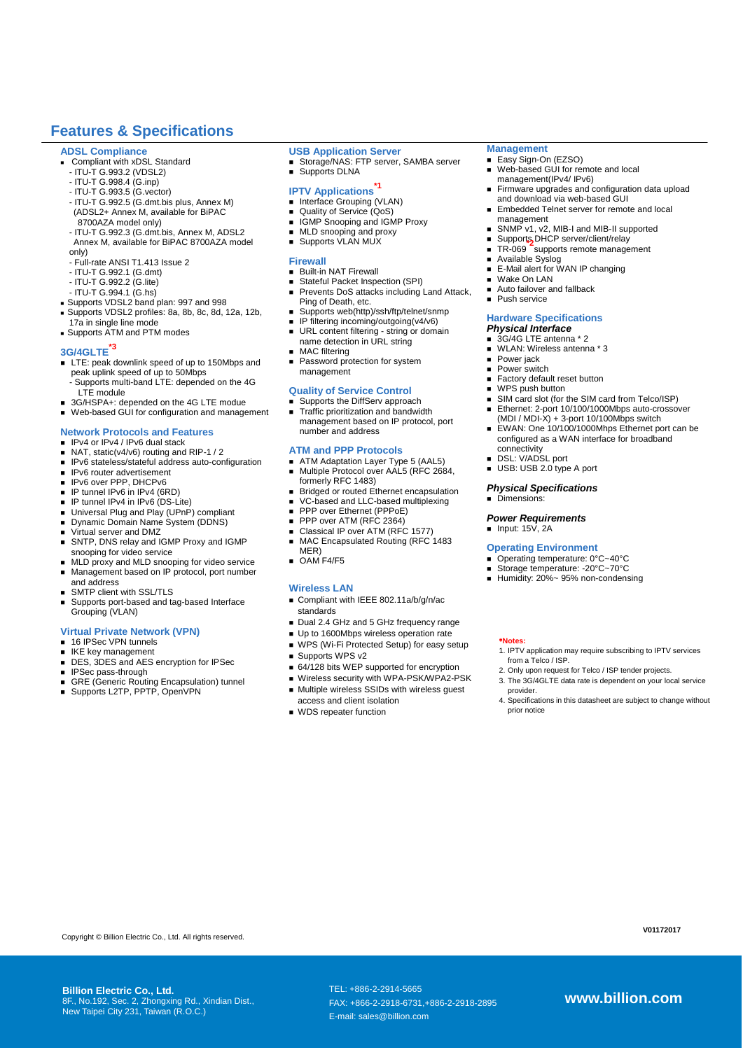## Features & Specifications

### ADSL Compliance

- Compliant with xDSL Standard
  - ITU-T G.993.2 (VDSL2)
  - ITU-T G.998.4 (G.inp)
  - ITU-T G.993.5 (G.vector)
  - ITU-T G.992.5 (G.dmt.bis plus, Annex M) (ADSL2+ Annex M, available for BiPAC 8700AZA model only)
  - ITU-T G.992.3 (G.dmt.bis, Annex M, ADSL2 Annex M, available for BiPAC 8700AZA model only)
  - Full-rate ANSI T1.413 Issue 2
  - ITU-T G.992.1 (G.dmt)
  - ITU-T G.992.2 (G.lite)
  - ITU-T G.994.1 (G.hs)
- Supports VDSL2 band plan: 997 and 998
- Supports VDSL2 profiles: 8a, 8b, 8c, 8d, 12a, 12b, 17a in single line mode
- Supports ATM and PTM modes

### 3G/4GLTE*3

- LTE: peak downlink speed of up to 150Mbps and peak uplink speed of up to 50Mbps
  - Supports multi-band LTE: depended on the 4G LTE module
- 3G/HSPA+: depended on the 4G LTE moudle
- Web-based GUI for configuration and management

### Network Protocols and Features

- IPv4 or IPv4 / IPv6 dual stack
- NAT, static(v4/v6) routing and RIP-1 / 2
- IPv6 stateless/stateful address auto-configuration
- IPv6 router advertisement
- IPv6 over PPP, DHCPv6
- IP tunnel IPv6 in IPv4 (6RD)
- IP tunnel IPv4 in IPv6 (DS-Lite)
- Universal Plug and Play (UPnP) compliant
- Dynamic Domain Name System (DDNS)
- Virtual server and DMZ
- SNTP, DNS relay and IGMP Proxy and IGMP snooping for video service
- MLD proxy and MLD snooping for video service
- Management based on IP protocol, port number and address
- SMTP client with SSL/TLS
- Supports port-based and tag-based Interface Grouping (VLAN)

### Virtual Private Network (VPN)

- 16 IPSec VPN tunnels
- IKE key management
- DES, 3DES and AES encryption for IPSec
- IPSec pass-through
- GRE (Generic Routing Encapsulation) tunnel
- Supports L2TP, PPTP, OpenVPN

### USB Application Server

- Storage/NAS: FTP server, SAMBA server
- Supports DLNA

### IPTV Applications*1

- Interface Grouping (VLAN)
- Quality of Service (QoS)
- IGMP Snooping and IGMP Proxy
- MLD snooping and proxy
- Supports VLAN MUX

### Firewall

- Built-in NAT Firewall
- Stateful Packet Inspection (SPI)
- Prevents DoS attacks including Land Attack, Ping of Death, etc.
- Supports web(http)/ssh/ftp/telnet/snmp
- IP filtering incoming/outgoing(v4/v6)
- URL content filtering - string or domain name detection in URL string
- MAC filtering
- Password protection for system management

### Quality of Service Control

- Supports the DiffServ approach
- Traffic prioritization and bandwidth management based on IP protocol, port number and address

### ATM and PPP Protocols

- ATM Adaptation Layer Type 5 (AAL5)
- Multiple Protocol over AAL5 (RFC 2684, formerly RFC 1483)
- Bridged or routed Ethernet encapsulation
- VC-based and LLC-based multiplexing
- PPP over Ethernet (PPPoE)
- PPP over ATM (RFC 2364)
- Classical IP over ATM (RFC 1577)
- MAC Encapsulated Routing (RFC 1483 MER)
- OAM F4/F5

### Wireless LAN

- Compliant with IEEE 802.11a/b/g/n/ac standards
- Dual 2.4 GHz and 5 GHz frequency range
- Up to 1600Mbps wireless operation rate
- WPS (Wi-Fi Protected Setup) for easy setup
- Supports WPS v2
- 64/128 bits WEP supported for encryption
- Wireless security with WPA-PSK/WPA2-PSK
- Multiple wireless SSIDs with wireless guest access and client isolation
- WDS repeater function

### Management

- Easy Sign-On (EZSO)
- Web-based GUI for remote and local management(IPv4/ IPv6)
- Firmware upgrades and configuration data upload and download via web-based GUI
- Embedded Telnet server for remote and local management
- SNMP v1, v2, MIB-I and MIB-II supported
- Supports DHCP server/client/relay
- TR-069*2 supports remote management
- Available Syslog
- E-Mail alert for WAN IP changing
- Wake On LAN
- Auto failover and fallback
- Push service

### Hardware Specifications

#### *Physical Interface*

- 3G/4G LTE antenna * 2
- WLAN: Wireless antenna * 3
- Power jack
- Power switch
- Factory default reset button
- WPS push button
- SIM card slot (for the SIM card from Telco/ISP)
- Ethernet: 2-port 10/100/1000Mbps auto-crossover (MDI / MDI-X) + 3-port 10/100Mbps switch
- EWAN: One 10/100/1000Mhps Ethernet port can be configured as a WAN interface for broadband connectivity
- DSL: V/ADSL port
- USB: USB 2.0 type A port

#### *Physical Specifications*

- Dimensions:

#### *Power Requirements*

- Input: 15V, 2A

### Operating Environment

- Operating temperature: 0°C~40°C
- Storage temperature: -20°C~70°C
- Humidity: 20%~ 95% non-condensing

**\*Notes:**

1. IPTV application may require subscribing to IPTV services from a Telco / ISP.
2. Only upon request for Telco / ISP tender projects.
3. The 3G/4GLTE data rate is dependent on your local service provider.
4. Specifications in this datasheet are subject to change without prior notice

V01172017

Copyright © Billion Electric Co., Ltd. All rights reserved.

**Billion Electric Co., Ltd.**
8F., No.192, Sec. 2, Zhongxing Rd., Xindian Dist.,
New Taipei City 231, Taiwan (R.O.C.)

TEL: +886-2-2914-5665
FAX: +886-2-2918-6731,+886-2-2918-2895
E-mail: sales@billion.com

**www.billion.com**